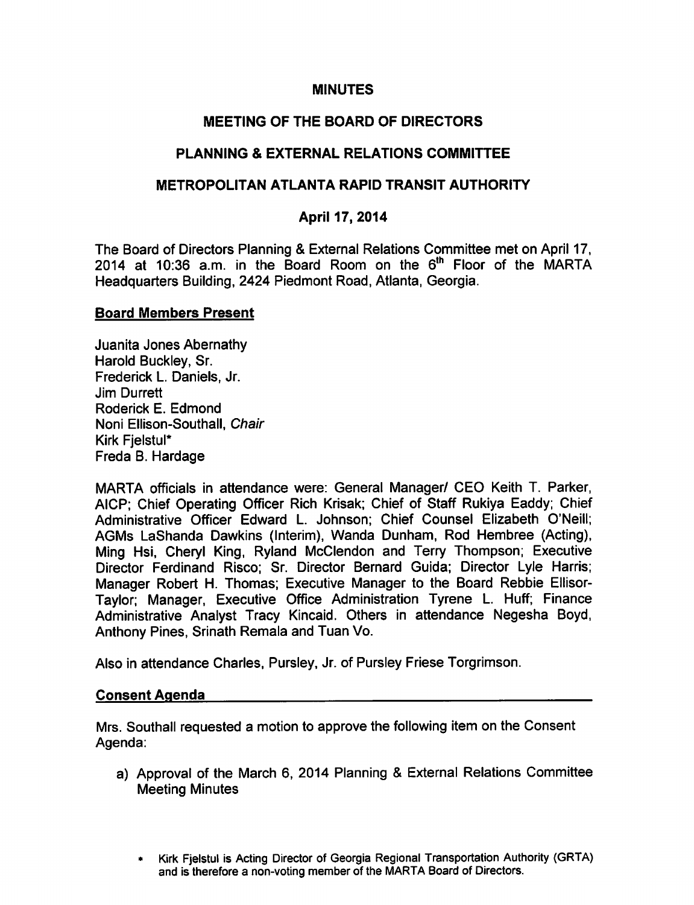# MINUTES

## MEETING OF THE BOARD OF DIRECTORS

## PLANNING & EXTERNAL RELATIONS COMMITTEE

## METROPOLITAN ATLANTA RAPID TRANSIT AUTHORITY

## April 17, 2014

The Board of Directors Planning & External Relations Committee met on April 17, 2014 at 10:36 a.m. in the Board Room on the 6th Floor of the MARTA Headquarters Building, 2424 Piedmont Road, Atlanta, Georgia.

### Board Members Present

Juanita Jones Abernathy
Harold Buckley, Sr.
Frederick L. Daniels, Jr.
Jim Durrett
Roderick E. Edmond
Noni Ellison-Southall, *Chair*
Kirk Fjelstul*
Freda B. Hardage

MARTA officials in attendance were: General Manager/ CEO Keith T. Parker, AICP; Chief Operating Officer Rich Krisak; Chief of Staff Rukiya Eaddy; Chief Administrative Officer Edward L. Johnson; Chief Counsel Elizabeth O'Neill; AGMs LaShanda Dawkins (Interim), Wanda Dunham, Rod Hembree (Acting), Ming Hsi, Cheryl King, Ryland McClendon and Terry Thompson; Executive Director Ferdinand Risco; Sr. Director Bernard Guida; Director Lyle Harris; Manager Robert H. Thomas; Executive Manager to the Board Rebbie Ellisor-Taylor; Manager, Executive Office Administration Tyrene L. Huff; Finance Administrative Analyst Tracy Kincaid. Others in attendance Negesha Boyd, Anthony Pines, Srinath Remala and Tuan Vo.

Also in attendance Charles, Pursley, Jr. of Pursley Friese Torgrimson.

### Consent Agenda

Mrs. Southall requested a motion to approve the following item on the Consent Agenda:

a) Approval of the March 6, 2014 Planning & External Relations Committee Meeting Minutes

* Kirk Fjelstul is Acting Director of Georgia Regional Transportation Authority (GRTA) and is therefore a non-voting member of the MARTA Board of Directors.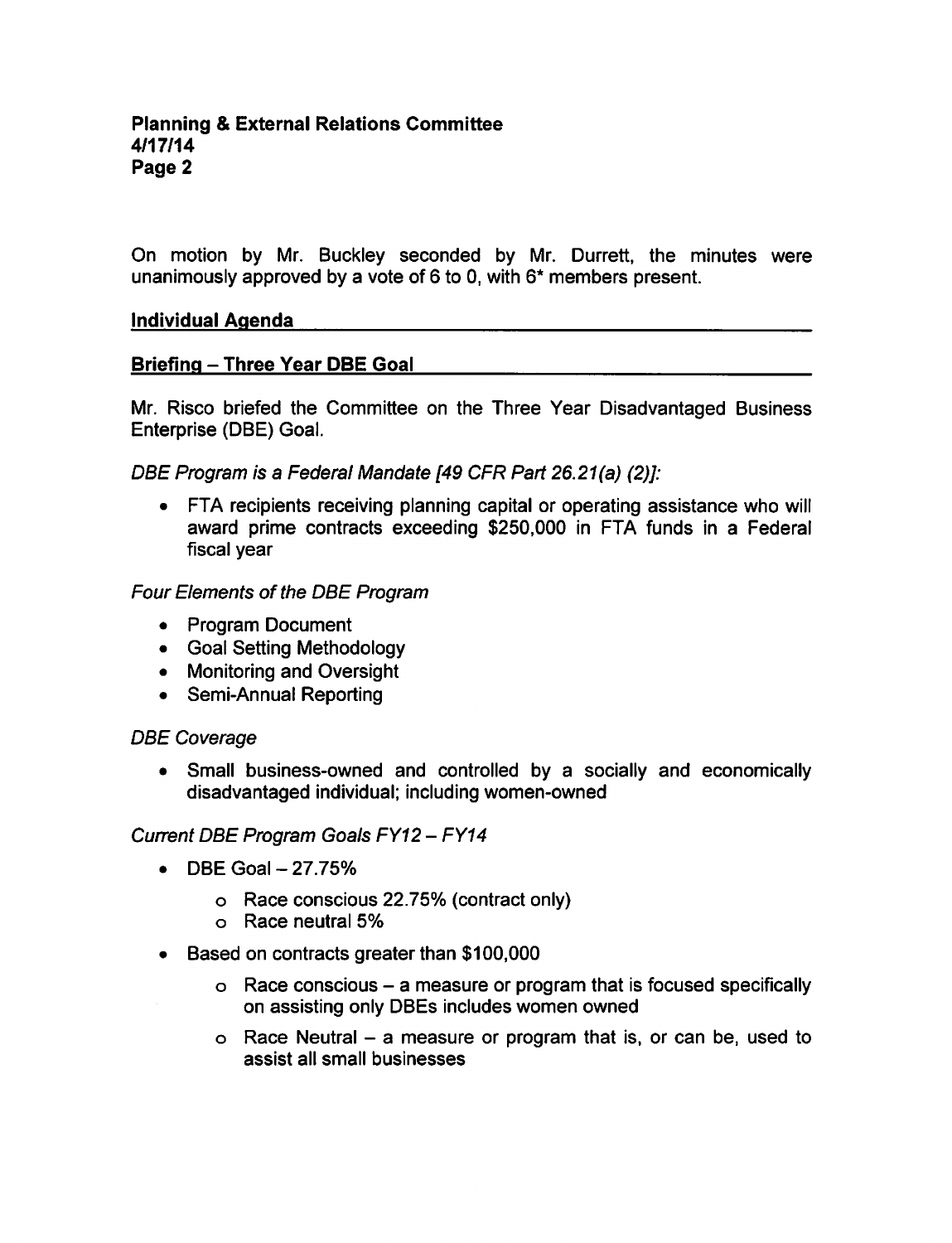On motion by Mr. Buckley seconded by Mr. Durrett, the minutes were unanimously approved by a vote of 6 to 0, with 6* members present.

## Individual Agenda

## Briefing – Three Year DBE Goal

Mr. Risco briefed the Committee on the Three Year Disadvantaged Business Enterprise (DBE) Goal.

*DBE Program is a Federal Mandate [49 CFR Part 26.21(a) (2)]:*

- FTA recipients receiving planning capital or operating assistance who will award prime contracts exceeding $250,000 in FTA funds in a Federal fiscal year

*Four Elements of the DBE Program*

- Program Document
- Goal Setting Methodology
- Monitoring and Oversight
- Semi-Annual Reporting

*DBE Coverage*

- Small business-owned and controlled by a socially and economically disadvantaged individual; including women-owned

*Current DBE Program Goals FY12 – FY14*

- DBE Goal – 27.75%
    - Race conscious 22.75% (contract only)
    - Race neutral 5%
- Based on contracts greater than $100,000
    - Race conscious – a measure or program that is focused specifically on assisting only DBEs includes women owned
    - Race Neutral – a measure or program that is, or can be, used to assist all small businesses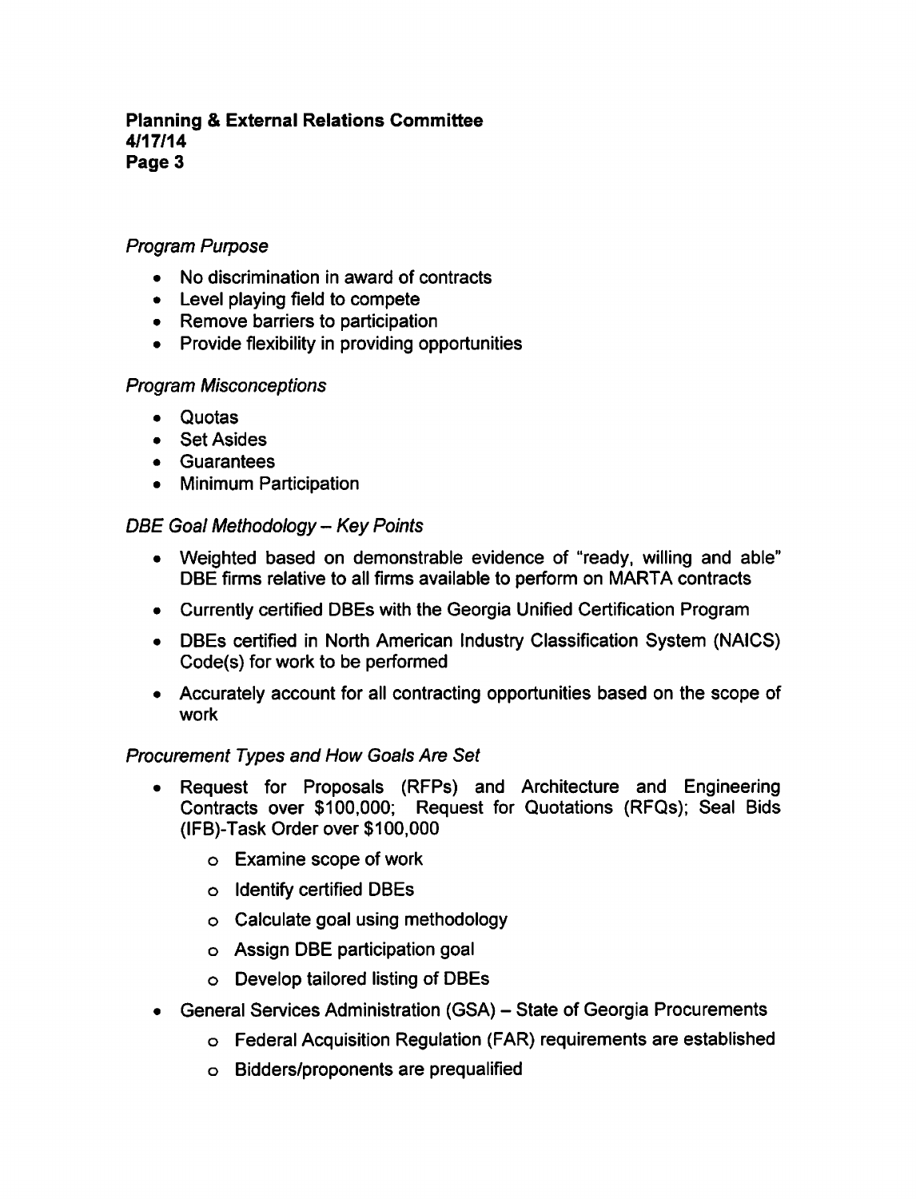*Program Purpose*

- No discrimination in award of contracts
- Level playing field to compete
- Remove barriers to participation
- Provide flexibility in providing opportunities

*Program Misconceptions*

- Quotas
- Set Asides
- Guarantees
- Minimum Participation

*DBE Goal Methodology – Key Points*

- Weighted based on demonstrable evidence of "ready, willing and able" DBE firms relative to all firms available to perform on MARTA contracts
- Currently certified DBEs with the Georgia Unified Certification Program
- DBEs certified in North American Industry Classification System (NAICS) Code(s) for work to be performed
- Accurately account for all contracting opportunities based on the scope of work

*Procurement Types and How Goals Are Set*

- Request for Proposals (RFPs) and Architecture and Engineering Contracts over $100,000; Request for Quotations (RFQs); Seal Bids (IFB)-Task Order over $100,000
  - Examine scope of work
  - Identify certified DBEs
  - Calculate goal using methodology
  - Assign DBE participation goal
  - Develop tailored listing of DBEs
- General Services Administration (GSA) – State of Georgia Procurements
  - Federal Acquisition Regulation (FAR) requirements are established
  - Bidders/proponents are prequalified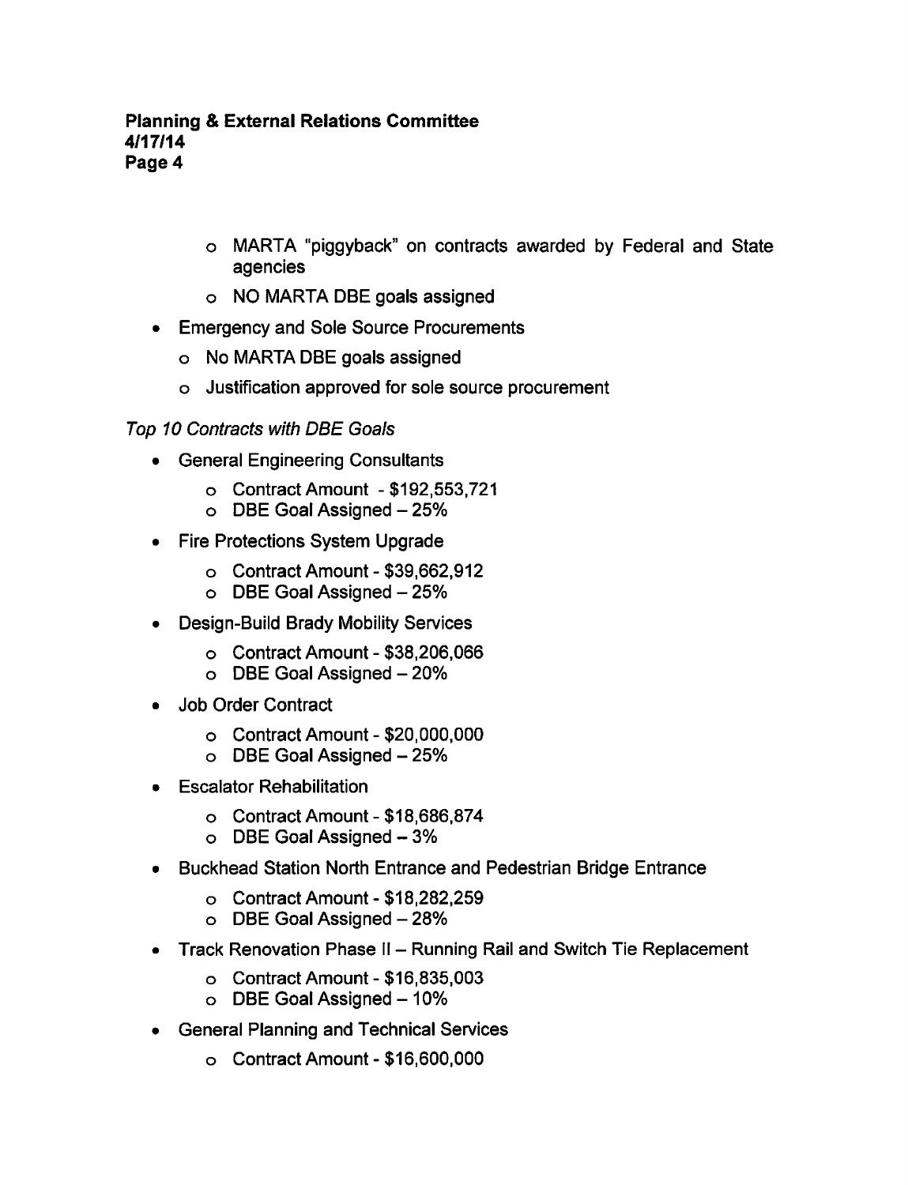- MARTA "piggyback" on contracts awarded by Federal and State agencies
    - NO MARTA DBE goals assigned
- Emergency and Sole Source Procurements
    - No MARTA DBE goals assigned
    - Justification approved for sole source procurement

*Top 10 Contracts with DBE Goals*

- General Engineering Consultants
    - Contract Amount - $192,553,721
    - DBE Goal Assigned – 25%
- Fire Protections System Upgrade
    - Contract Amount - $39,662,912
    - DBE Goal Assigned – 25%
- Design-Build Brady Mobility Services
    - Contract Amount - $38,206,066
    - DBE Goal Assigned – 20%
- Job Order Contract
    - Contract Amount - $20,000,000
    - DBE Goal Assigned – 25%
- Escalator Rehabilitation
    - Contract Amount - $18,686,874
    - DBE Goal Assigned – 3%
- Buckhead Station North Entrance and Pedestrian Bridge Entrance
    - Contract Amount - $18,282,259
    - DBE Goal Assigned – 28%
- Track Renovation Phase II – Running Rail and Switch Tie Replacement
    - Contract Amount - $16,835,003
    - DBE Goal Assigned – 10%
- General Planning and Technical Services
    - Contract Amount - $16,600,000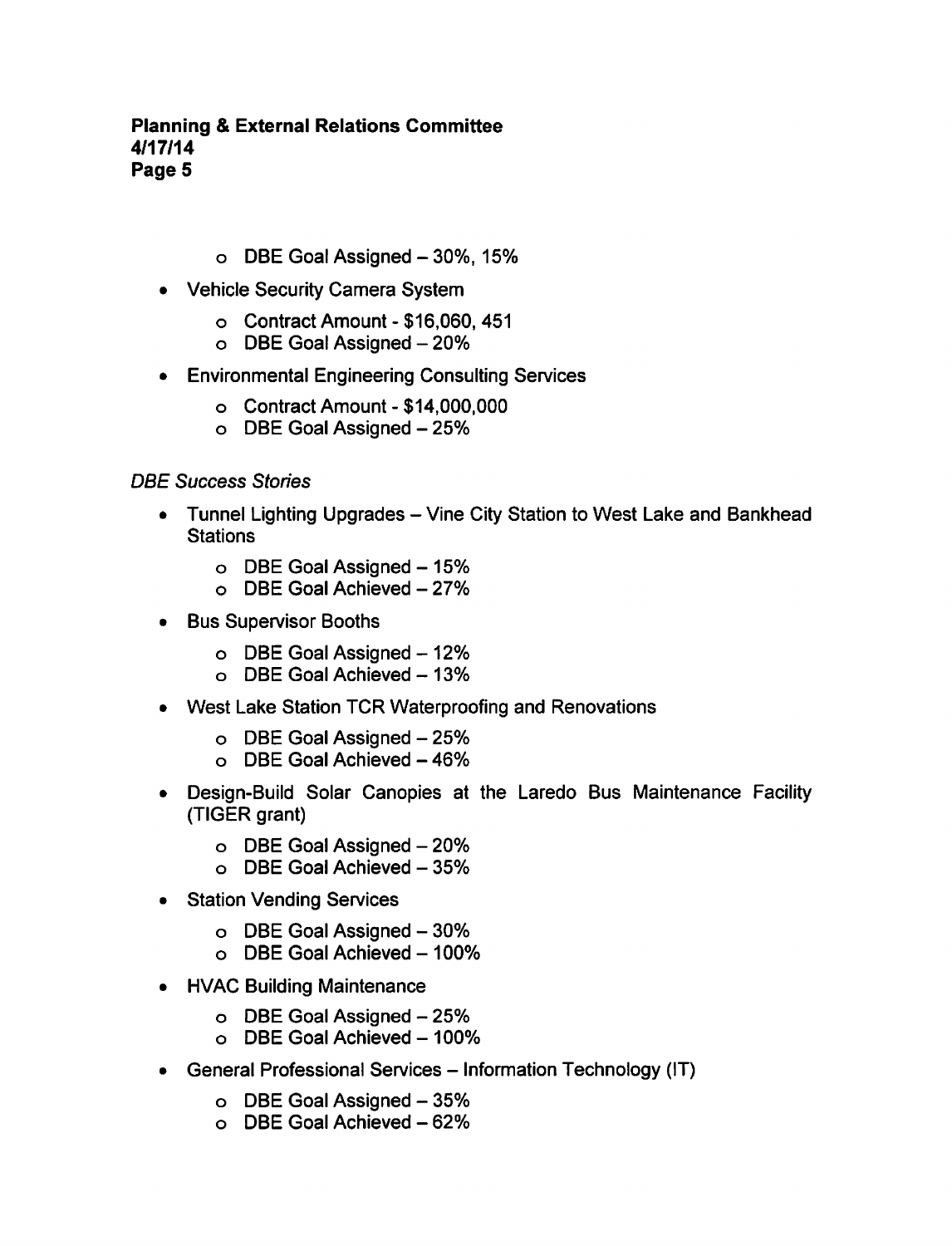- DBE Goal Assigned – 30%, 15%

- Vehicle Security Camera System
    - Contract Amount - $16,060, 451
    - DBE Goal Assigned – 20%
- Environmental Engineering Consulting Services
    - Contract Amount - $14,000,000
    - DBE Goal Assigned – 25%

*DBE Success Stories*

- Tunnel Lighting Upgrades – Vine City Station to West Lake and Bankhead Stations
    - DBE Goal Assigned – 15%
    - DBE Goal Achieved – 27%
- Bus Supervisor Booths
    - DBE Goal Assigned – 12%
    - DBE Goal Achieved – 13%
- West Lake Station TCR Waterproofing and Renovations
    - DBE Goal Assigned – 25%
    - DBE Goal Achieved – 46%
- Design-Build Solar Canopies at the Laredo Bus Maintenance Facility (TIGER grant)
    - DBE Goal Assigned – 20%
    - DBE Goal Achieved – 35%
- Station Vending Services
    - DBE Goal Assigned – 30%
    - DBE Goal Achieved – 100%
- HVAC Building Maintenance
    - DBE Goal Assigned – 25%
    - DBE Goal Achieved – 100%
- General Professional Services – Information Technology (IT)
    - DBE Goal Assigned – 35%
    - DBE Goal Achieved – 62%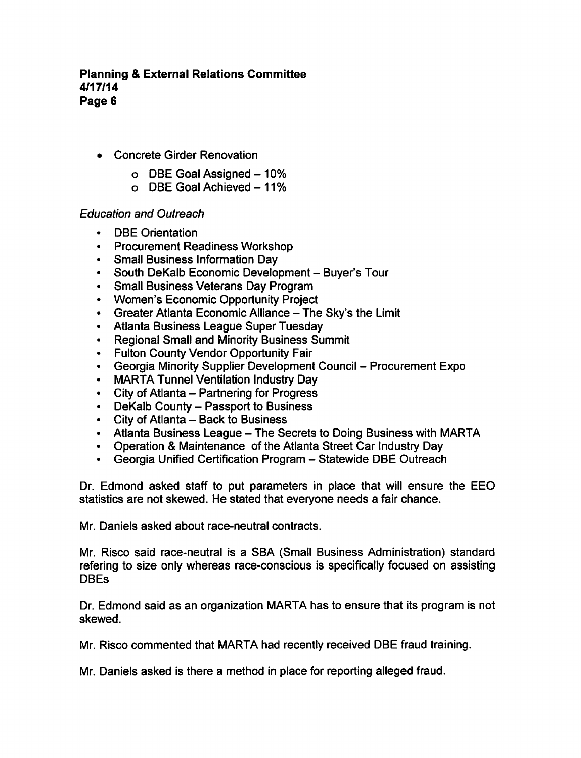- Concrete Girder Renovation
  - DBE Goal Assigned – 10%
  - DBE Goal Achieved – 11%

*Education and Outreach*

- DBE Orientation
- Procurement Readiness Workshop
- Small Business Information Day
- South DeKalb Economic Development – Buyer's Tour
- Small Business Veterans Day Program
- Women's Economic Opportunity Project
- Greater Atlanta Economic Alliance – The Sky's the Limit
- Atlanta Business League Super Tuesday
- Regional Small and Minority Business Summit
- Fulton County Vendor Opportunity Fair
- Georgia Minority Supplier Development Council – Procurement Expo
- MARTA Tunnel Ventilation Industry Day
- City of Atlanta – Partnering for Progress
- DeKalb County – Passport to Business
- City of Atlanta – Back to Business
- Atlanta Business League – The Secrets to Doing Business with MARTA
- Operation & Maintenance of the Atlanta Street Car Industry Day
- Georgia Unified Certification Program – Statewide DBE Outreach

Dr. Edmond asked staff to put parameters in place that will ensure the EEO statistics are not skewed. He stated that everyone needs a fair chance.

Mr. Daniels asked about race-neutral contracts.

Mr. Risco said race-neutral is a SBA (Small Business Administration) standard refering to size only whereas race-conscious is specifically focused on assisting DBEs

Dr. Edmond said as an organization MARTA has to ensure that its program is not skewed.

Mr. Risco commented that MARTA had recently received DBE fraud training.

Mr. Daniels asked is there a method in place for reporting alleged fraud.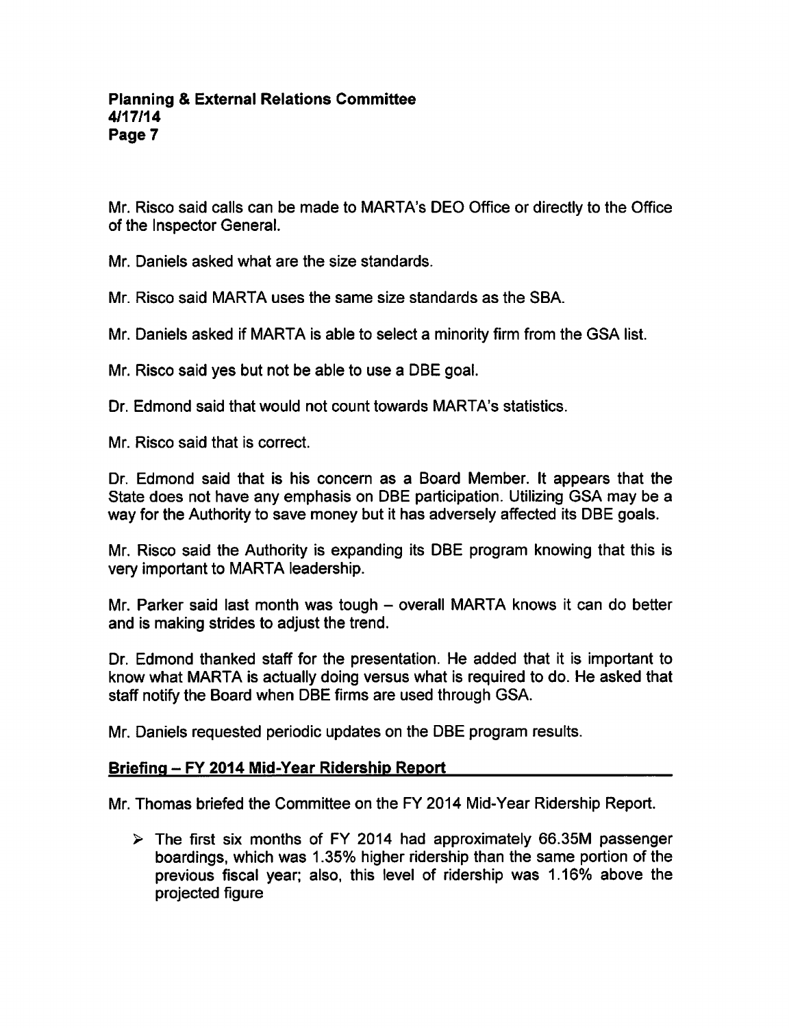Mr. Risco said calls can be made to MARTA's DEO Office or directly to the Office of the Inspector General.

Mr. Daniels asked what are the size standards.

Mr. Risco said MARTA uses the same size standards as the SBA.

Mr. Daniels asked if MARTA is able to select a minority firm from the GSA list.

Mr. Risco said yes but not be able to use a DBE goal.

Dr. Edmond said that would not count towards MARTA's statistics.

Mr. Risco said that is correct.

Dr. Edmond said that is his concern as a Board Member. It appears that the State does not have any emphasis on DBE participation. Utilizing GSA may be a way for the Authority to save money but it has adversely affected its DBE goals.

Mr. Risco said the Authority is expanding its DBE program knowing that this is very important to MARTA leadership.

Mr. Parker said last month was tough – overall MARTA knows it can do better and is making strides to adjust the trend.

Dr. Edmond thanked staff for the presentation. He added that it is important to know what MARTA is actually doing versus what is required to do. He asked that staff notify the Board when DBE firms are used through GSA.

Mr. Daniels requested periodic updates on the DBE program results.

## Briefing – FY 2014 Mid-Year Ridership Report

Mr. Thomas briefed the Committee on the FY 2014 Mid-Year Ridership Report.

- The first six months of FY 2014 had approximately 66.35M passenger boardings, which was 1.35% higher ridership than the same portion of the previous fiscal year; also, this level of ridership was 1.16% above the projected figure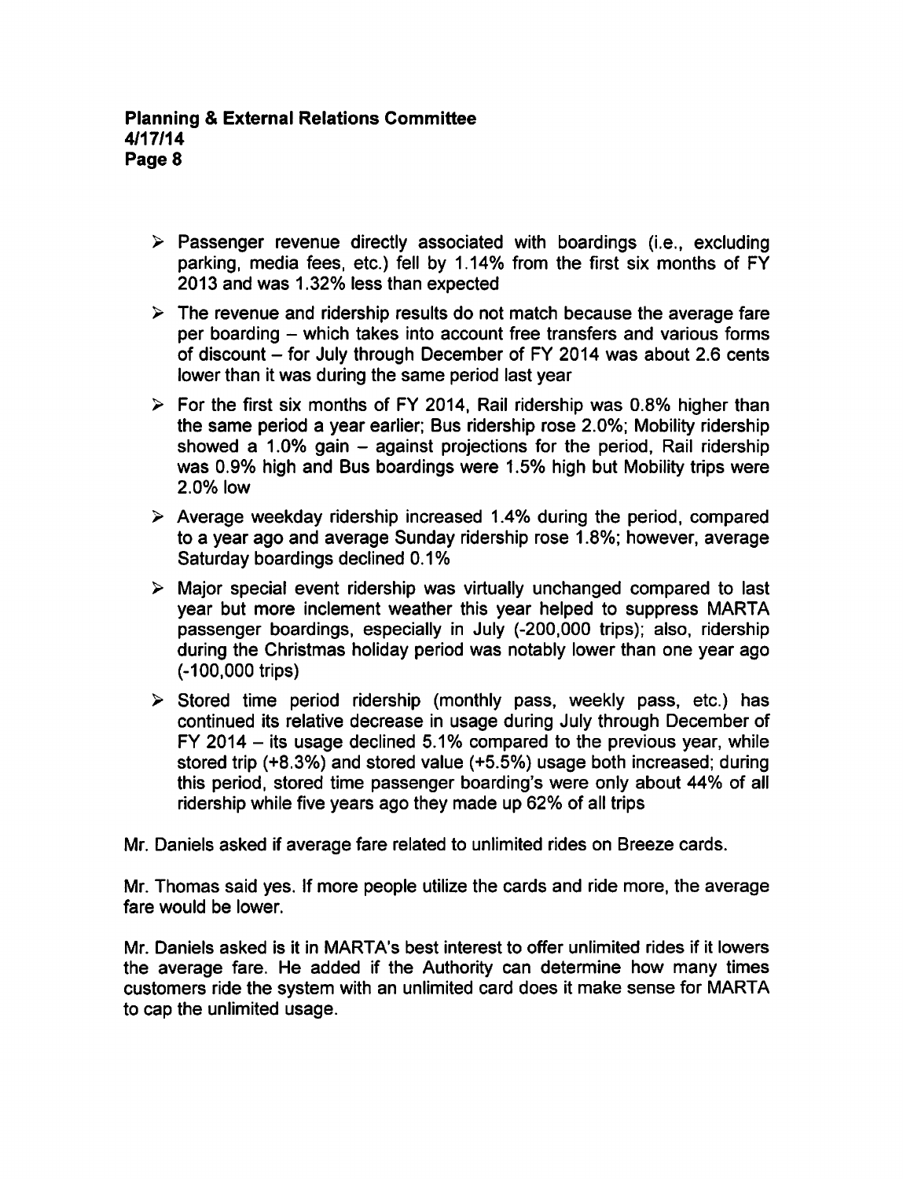- Passenger revenue directly associated with boardings (i.e., excluding parking, media fees, etc.) fell by 1.14% from the first six months of FY 2013 and was 1.32% less than expected
- The revenue and ridership results do not match because the average fare per boarding – which takes into account free transfers and various forms of discount – for July through December of FY 2014 was about 2.6 cents lower than it was during the same period last year
- For the first six months of FY 2014, Rail ridership was 0.8% higher than the same period a year earlier; Bus ridership rose 2.0%; Mobility ridership showed a 1.0% gain – against projections for the period, Rail ridership was 0.9% high and Bus boardings were 1.5% high but Mobility trips were 2.0% low
- Average weekday ridership increased 1.4% during the period, compared to a year ago and average Sunday ridership rose 1.8%; however, average Saturday boardings declined 0.1%
- Major special event ridership was virtually unchanged compared to last year but more inclement weather this year helped to suppress MARTA passenger boardings, especially in July (-200,000 trips); also, ridership during the Christmas holiday period was notably lower than one year ago (-100,000 trips)
- Stored time period ridership (monthly pass, weekly pass, etc.) has continued its relative decrease in usage during July through December of FY 2014 – its usage declined 5.1% compared to the previous year, while stored trip (+8.3%) and stored value (+5.5%) usage both increased; during this period, stored time passenger boarding's were only about 44% of all ridership while five years ago they made up 62% of all trips

Mr. Daniels asked if average fare related to unlimited rides on Breeze cards.

Mr. Thomas said yes. If more people utilize the cards and ride more, the average fare would be lower.

Mr. Daniels asked is it in MARTA's best interest to offer unlimited rides if it lowers the average fare. He added if the Authority can determine how many times customers ride the system with an unlimited card does it make sense for MARTA to cap the unlimited usage.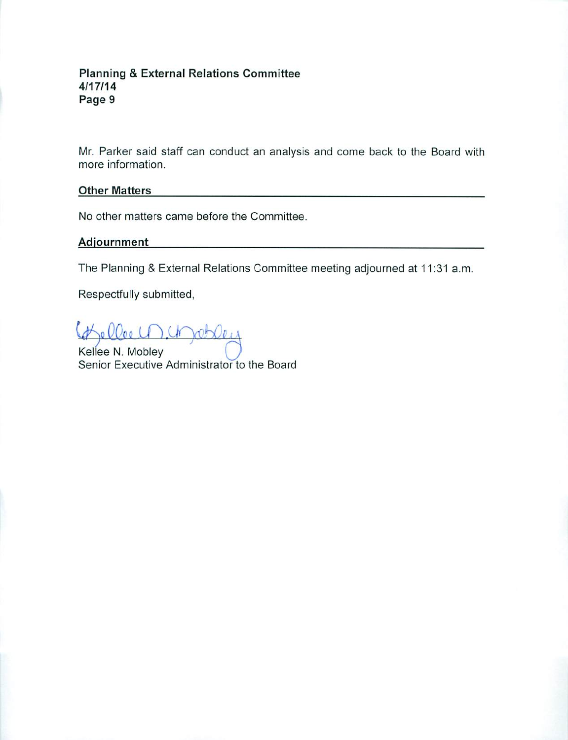Mr. Parker said staff can conduct an analysis and come back to the Board with more information.

## Other Matters

No other matters came before the Committee.

## Adjournment

The Planning & External Relations Committee meeting adjourned at 11:31 a.m.

Respectfully submitted,

Kellee N. Mobley
Senior Executive Administrator to the Board